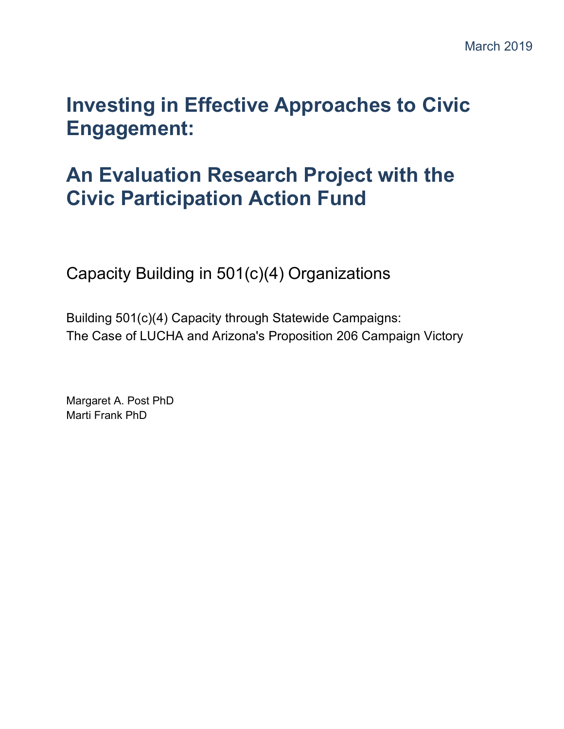March 2019

# Investing in Effective Approaches to Civic Engagement:

# An Evaluation Research Project with the Civic Participation Action Fund

## Capacity Building in 501(c)(4) Organizations

Building 501(c)(4) Capacity through Statewide Campaigns:
The Case of LUCHA and Arizona's Proposition 206 Campaign Victory

Margaret A. Post PhD
Marti Frank PhD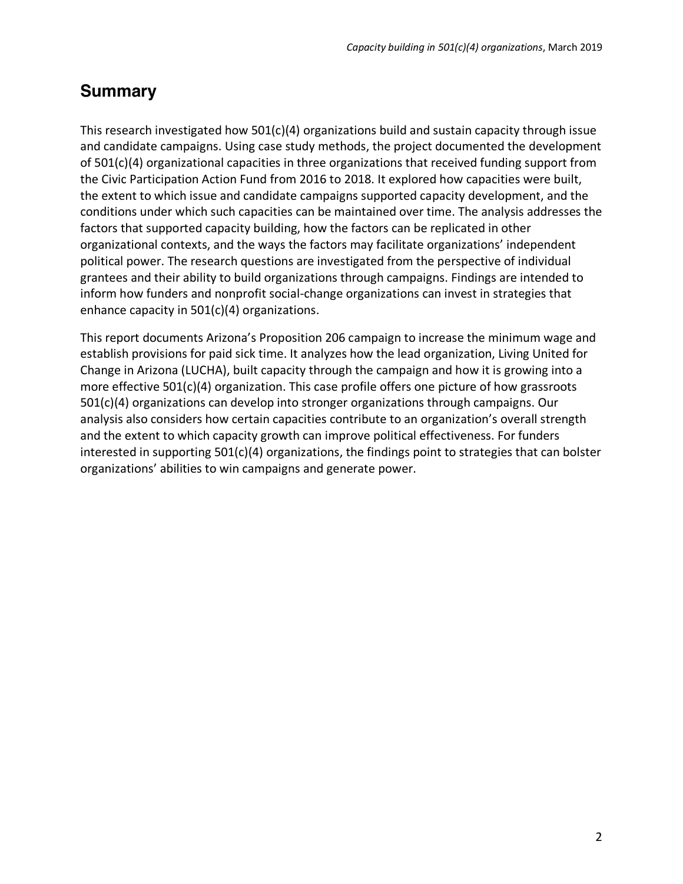## Summary

This research investigated how 501(c)(4) organizations build and sustain capacity through issue and candidate campaigns. Using case study methods, the project documented the development of 501(c)(4) organizational capacities in three organizations that received funding support from the Civic Participation Action Fund from 2016 to 2018. It explored how capacities were built, the extent to which issue and candidate campaigns supported capacity development, and the conditions under which such capacities can be maintained over time. The analysis addresses the factors that supported capacity building, how the factors can be replicated in other organizational contexts, and the ways the factors may facilitate organizations' independent political power. The research questions are investigated from the perspective of individual grantees and their ability to build organizations through campaigns. Findings are intended to inform how funders and nonprofit social-change organizations can invest in strategies that enhance capacity in 501(c)(4) organizations.

This report documents Arizona's Proposition 206 campaign to increase the minimum wage and establish provisions for paid sick time. It analyzes how the lead organization, Living United for Change in Arizona (LUCHA), built capacity through the campaign and how it is growing into a more effective 501(c)(4) organization. This case profile offers one picture of how grassroots 501(c)(4) organizations can develop into stronger organizations through campaigns. Our analysis also considers how certain capacities contribute to an organization's overall strength and the extent to which capacity growth can improve political effectiveness. For funders interested in supporting 501(c)(4) organizations, the findings point to strategies that can bolster organizations' abilities to win campaigns and generate power.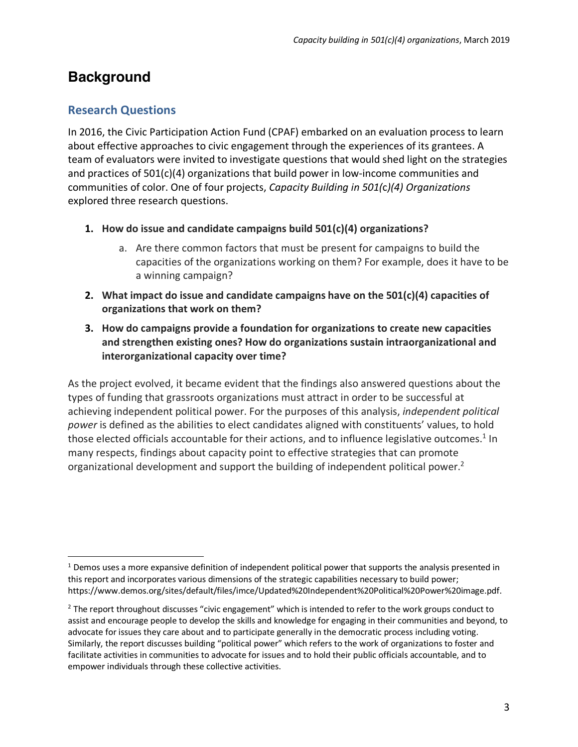# Background

## Research Questions

In 2016, the Civic Participation Action Fund (CPAF) embarked on an evaluation process to learn about effective approaches to civic engagement through the experiences of its grantees. A team of evaluators were invited to investigate questions that would shed light on the strategies and practices of 501(c)(4) organizations that build power in low-income communities and communities of color. One of four projects, *Capacity Building in 501(c)(4) Organizations* explored three research questions.

1. **How do issue and candidate campaigns build 501(c)(4) organizations?**
   a. Are there common factors that must be present for campaigns to build the capacities of the organizations working on them? For example, does it have to be a winning campaign?
2. **What impact do issue and candidate campaigns have on the 501(c)(4) capacities of organizations that work on them?**
3. **How do campaigns provide a foundation for organizations to create new capacities and strengthen existing ones? How do organizations sustain intraorganizational and interorganizational capacity over time?**

As the project evolved, it became evident that the findings also answered questions about the types of funding that grassroots organizations must attract in order to be successful at achieving independent political power. For the purposes of this analysis, *independent political power* is defined as the abilities to elect candidates aligned with constituents' values, to hold those elected officials accountable for their actions, and to influence legislative outcomes.[1] In many respects, findings about capacity point to effective strategies that can promote organizational development and support the building of independent political power.[2]

[1] Demos uses a more expansive definition of independent political power that supports the analysis presented in this report and incorporates various dimensions of the strategic capabilities necessary to build power; https://www.demos.org/sites/default/files/imce/Updated%20Independent%20Political%20Power%20image.pdf.

[2] The report throughout discusses "civic engagement" which is intended to refer to the work groups conduct to assist and encourage people to develop the skills and knowledge for engaging in their communities and beyond, to advocate for issues they care about and to participate generally in the democratic process including voting. Similarly, the report discusses building "political power" which refers to the work of organizations to foster and facilitate activities in communities to advocate for issues and to hold their public officials accountable, and to empower individuals through these collective activities.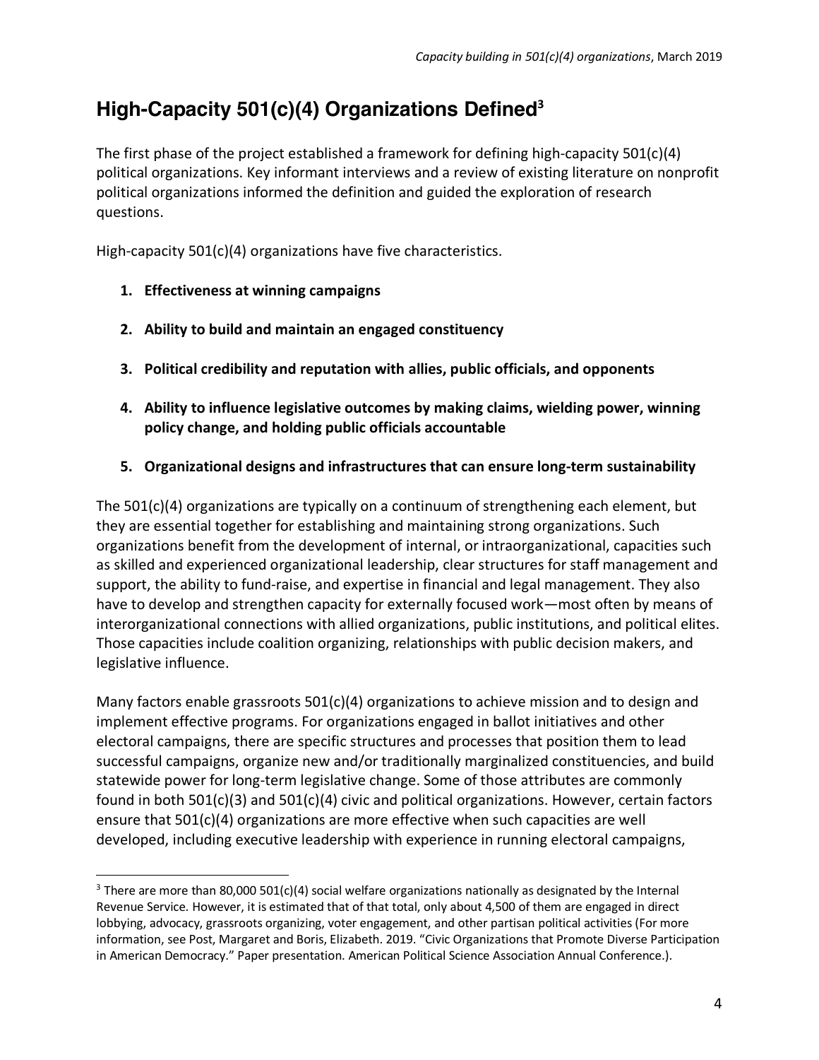## High-Capacity 501(c)(4) Organizations Defined[3]

The first phase of the project established a framework for defining high-capacity 501(c)(4) political organizations. Key informant interviews and a review of existing literature on nonprofit political organizations informed the definition and guided the exploration of research questions.

High-capacity 501(c)(4) organizations have five characteristics.

1. **Effectiveness at winning campaigns**
2. **Ability to build and maintain an engaged constituency**
3. **Political credibility and reputation with allies, public officials, and opponents**
4. **Ability to influence legislative outcomes by making claims, wielding power, winning policy change, and holding public officials accountable**
5. **Organizational designs and infrastructures that can ensure long-term sustainability**

The 501(c)(4) organizations are typically on a continuum of strengthening each element, but they are essential together for establishing and maintaining strong organizations. Such organizations benefit from the development of internal, or intraorganizational, capacities such as skilled and experienced organizational leadership, clear structures for staff management and support, the ability to fund-raise, and expertise in financial and legal management. They also have to develop and strengthen capacity for externally focused work—most often by means of interorganizational connections with allied organizations, public institutions, and political elites. Those capacities include coalition organizing, relationships with public decision makers, and legislative influence.

Many factors enable grassroots 501(c)(4) organizations to achieve mission and to design and implement effective programs. For organizations engaged in ballot initiatives and other electoral campaigns, there are specific structures and processes that position them to lead successful campaigns, organize new and/or traditionally marginalized constituencies, and build statewide power for long-term legislative change. Some of those attributes are commonly found in both 501(c)(3) and 501(c)(4) civic and political organizations. However, certain factors ensure that 501(c)(4) organizations are more effective when such capacities are well developed, including executive leadership with experience in running electoral campaigns,

[3] There are more than 80,000 501(c)(4) social welfare organizations nationally as designated by the Internal Revenue Service. However, it is estimated that of that total, only about 4,500 of them are engaged in direct lobbying, advocacy, grassroots organizing, voter engagement, and other partisan political activities (For more information, see Post, Margaret and Boris, Elizabeth. 2019. "Civic Organizations that Promote Diverse Participation in American Democracy." Paper presentation. American Political Science Association Annual Conference.).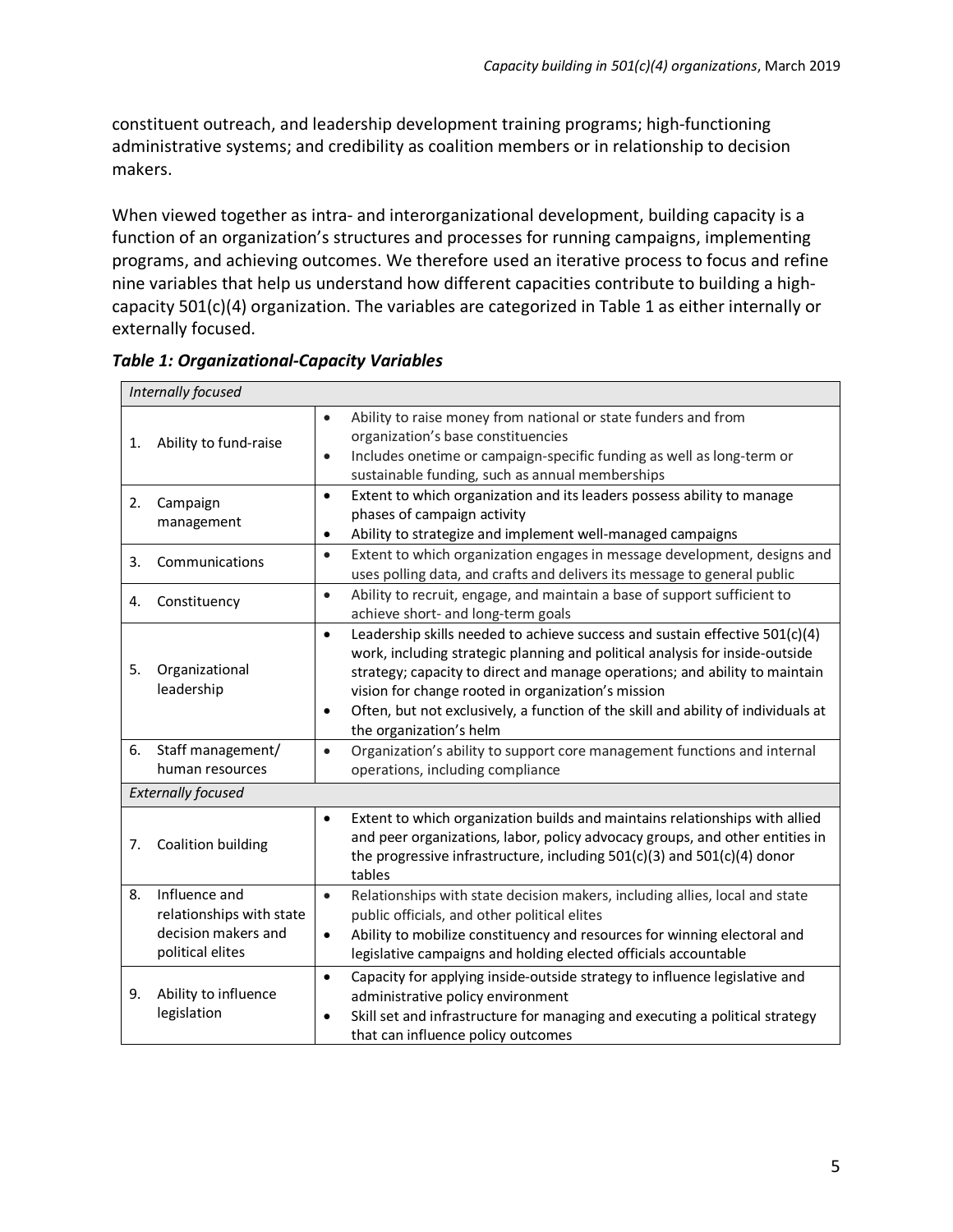constituent outreach, and leadership development training programs; high-functioning administrative systems; and credibility as coalition members or in relationship to decision makers.

When viewed together as intra- and interorganizational development, building capacity is a function of an organization's structures and processes for running campaigns, implementing programs, and achieving outcomes. We therefore used an iterative process to focus and refine nine variables that help us understand how different capacities contribute to building a high-capacity 501(c)(4) organization. The variables are categorized in Table 1 as either internally or externally focused.

***Table 1: Organizational-Capacity Variables***

| | |
|---|---|
| *Internally focused* | |
| 1. Ability to fund-raise | • Ability to raise money from national or state funders and from organization's base constituencies<br>• Includes onetime or campaign-specific funding as well as long-term or sustainable funding, such as annual memberships |
| 2. Campaign management | • Extent to which organization and its leaders possess ability to manage phases of campaign activity<br>• Ability to strategize and implement well-managed campaigns |
| 3. Communications | • Extent to which organization engages in message development, designs and uses polling data, and crafts and delivers its message to general public |
| 4. Constituency | • Ability to recruit, engage, and maintain a base of support sufficient to achieve short- and long-term goals |
| 5. Organizational leadership | • Leadership skills needed to achieve success and sustain effective 501(c)(4) work, including strategic planning and political analysis for inside-outside strategy; capacity to direct and manage operations; and ability to maintain vision for change rooted in organization's mission<br>• Often, but not exclusively, a function of the skill and ability of individuals at the organization's helm |
| 6. Staff management/ human resources | • Organization's ability to support core management functions and internal operations, including compliance |
| *Externally focused* | |
| 7. Coalition building | • Extent to which organization builds and maintains relationships with allied and peer organizations, labor, policy advocacy groups, and other entities in the progressive infrastructure, including 501(c)(3) and 501(c)(4) donor tables |
| 8. Influence and relationships with state decision makers and political elites | • Relationships with state decision makers, including allies, local and state public officials, and other political elites<br>• Ability to mobilize constituency and resources for winning electoral and legislative campaigns and holding elected officials accountable |
| 9. Ability to influence legislation | • Capacity for applying inside-outside strategy to influence legislative and administrative policy environment<br>• Skill set and infrastructure for managing and executing a political strategy that can influence policy outcomes |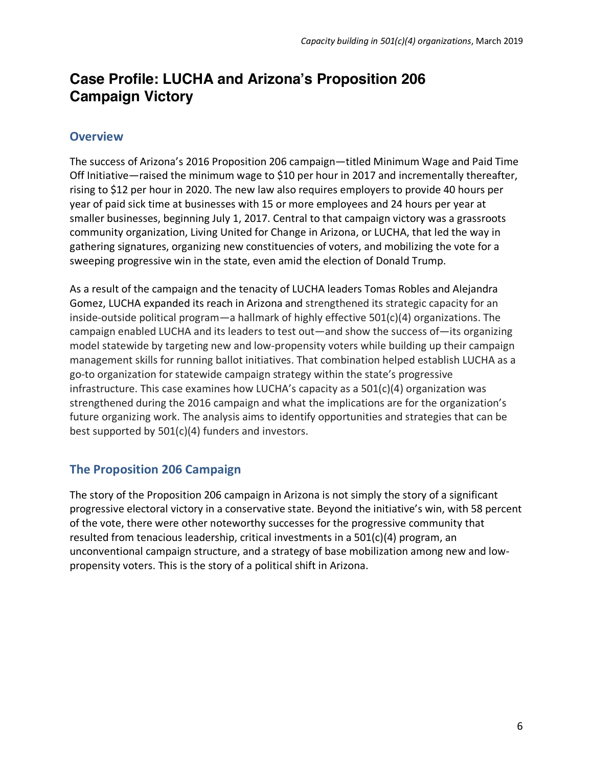# Case Profile: LUCHA and Arizona's Proposition 206 Campaign Victory

## Overview

The success of Arizona's 2016 Proposition 206 campaign—titled Minimum Wage and Paid Time Off Initiative—raised the minimum wage to $10 per hour in 2017 and incrementally thereafter, rising to $12 per hour in 2020. The new law also requires employers to provide 40 hours per year of paid sick time at businesses with 15 or more employees and 24 hours per year at smaller businesses, beginning July 1, 2017. Central to that campaign victory was a grassroots community organization, Living United for Change in Arizona, or LUCHA, that led the way in gathering signatures, organizing new constituencies of voters, and mobilizing the vote for a sweeping progressive win in the state, even amid the election of Donald Trump.

As a result of the campaign and the tenacity of LUCHA leaders Tomas Robles and Alejandra Gomez, LUCHA expanded its reach in Arizona and strengthened its strategic capacity for an inside-outside political program—a hallmark of highly effective 501(c)(4) organizations. The campaign enabled LUCHA and its leaders to test out—and show the success of—its organizing model statewide by targeting new and low-propensity voters while building up their campaign management skills for running ballot initiatives. That combination helped establish LUCHA as a go-to organization for statewide campaign strategy within the state's progressive infrastructure. This case examines how LUCHA's capacity as a 501(c)(4) organization was strengthened during the 2016 campaign and what the implications are for the organization's future organizing work. The analysis aims to identify opportunities and strategies that can be best supported by 501(c)(4) funders and investors.

## The Proposition 206 Campaign

The story of the Proposition 206 campaign in Arizona is not simply the story of a significant progressive electoral victory in a conservative state. Beyond the initiative's win, with 58 percent of the vote, there were other noteworthy successes for the progressive community that resulted from tenacious leadership, critical investments in a 501(c)(4) program, an unconventional campaign structure, and a strategy of base mobilization among new and low-propensity voters. This is the story of a political shift in Arizona.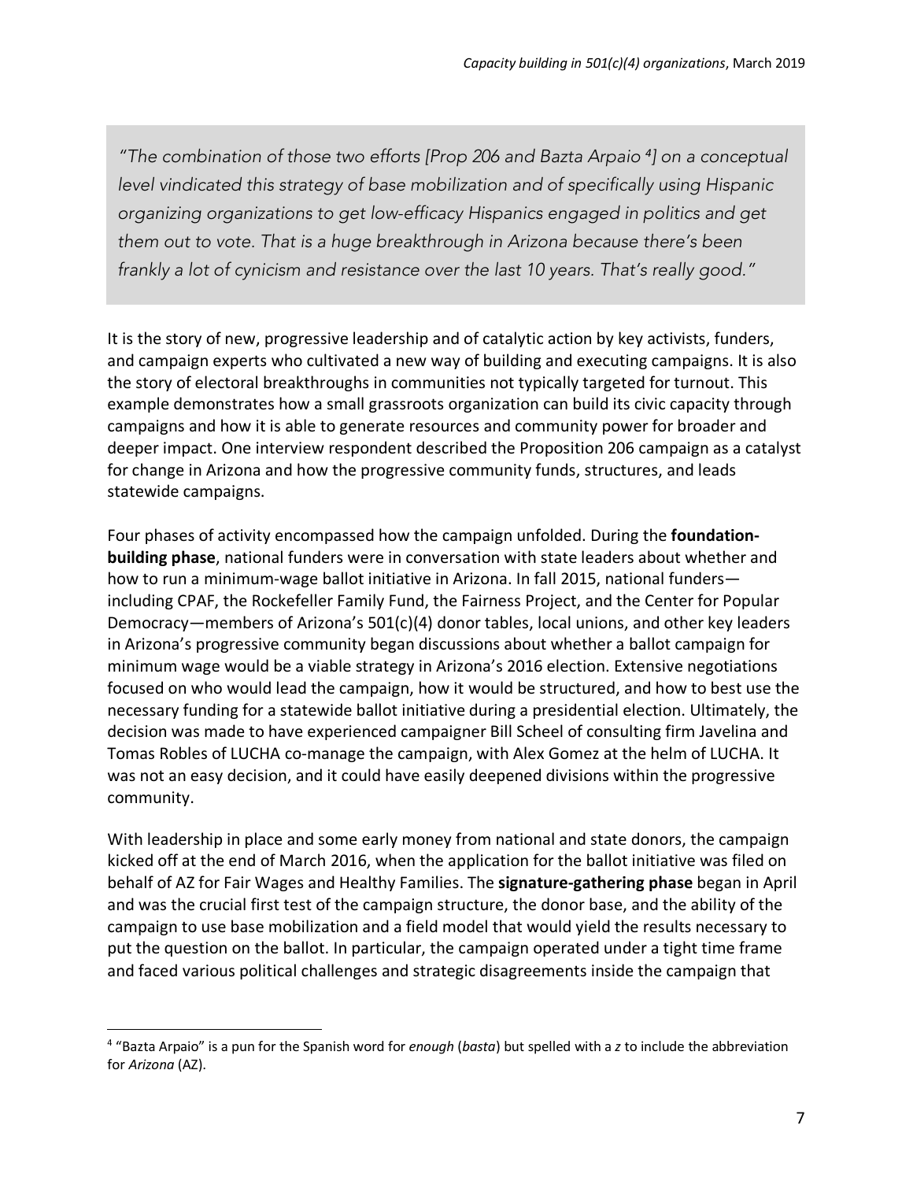> *"The combination of those two efforts [Prop 206 and Bazta Arpaio [4]] on a conceptual level vindicated this strategy of base mobilization and of specifically using Hispanic organizing organizations to get low-efficacy Hispanics engaged in politics and get them out to vote. That is a huge breakthrough in Arizona because there's been frankly a lot of cynicism and resistance over the last 10 years. That's really good."*

It is the story of new, progressive leadership and of catalytic action by key activists, funders, and campaign experts who cultivated a new way of building and executing campaigns. It is also the story of electoral breakthroughs in communities not typically targeted for turnout. This example demonstrates how a small grassroots organization can build its civic capacity through campaigns and how it is able to generate resources and community power for broader and deeper impact. One interview respondent described the Proposition 206 campaign as a catalyst for change in Arizona and how the progressive community funds, structures, and leads statewide campaigns.

Four phases of activity encompassed how the campaign unfolded. During the **foundation-building phase**, national funders were in conversation with state leaders about whether and how to run a minimum-wage ballot initiative in Arizona. In fall 2015, national funders—including CPAF, the Rockefeller Family Fund, the Fairness Project, and the Center for Popular Democracy—members of Arizona's 501(c)(4) donor tables, local unions, and other key leaders in Arizona's progressive community began discussions about whether a ballot campaign for minimum wage would be a viable strategy in Arizona's 2016 election. Extensive negotiations focused on who would lead the campaign, how it would be structured, and how to best use the necessary funding for a statewide ballot initiative during a presidential election. Ultimately, the decision was made to have experienced campaigner Bill Scheel of consulting firm Javelina and Tomas Robles of LUCHA co-manage the campaign, with Alex Gomez at the helm of LUCHA. It was not an easy decision, and it could have easily deepened divisions within the progressive community.

With leadership in place and some early money from national and state donors, the campaign kicked off at the end of March 2016, when the application for the ballot initiative was filed on behalf of AZ for Fair Wages and Healthy Families. The **signature-gathering phase** began in April and was the crucial first test of the campaign structure, the donor base, and the ability of the campaign to use base mobilization and a field model that would yield the results necessary to put the question on the ballot. In particular, the campaign operated under a tight time frame and faced various political challenges and strategic disagreements inside the campaign that

---

[4] "Bazta Arpaio" is a pun for the Spanish word for *enough* (*basta*) but spelled with a *z* to include the abbreviation for *Arizona* (AZ).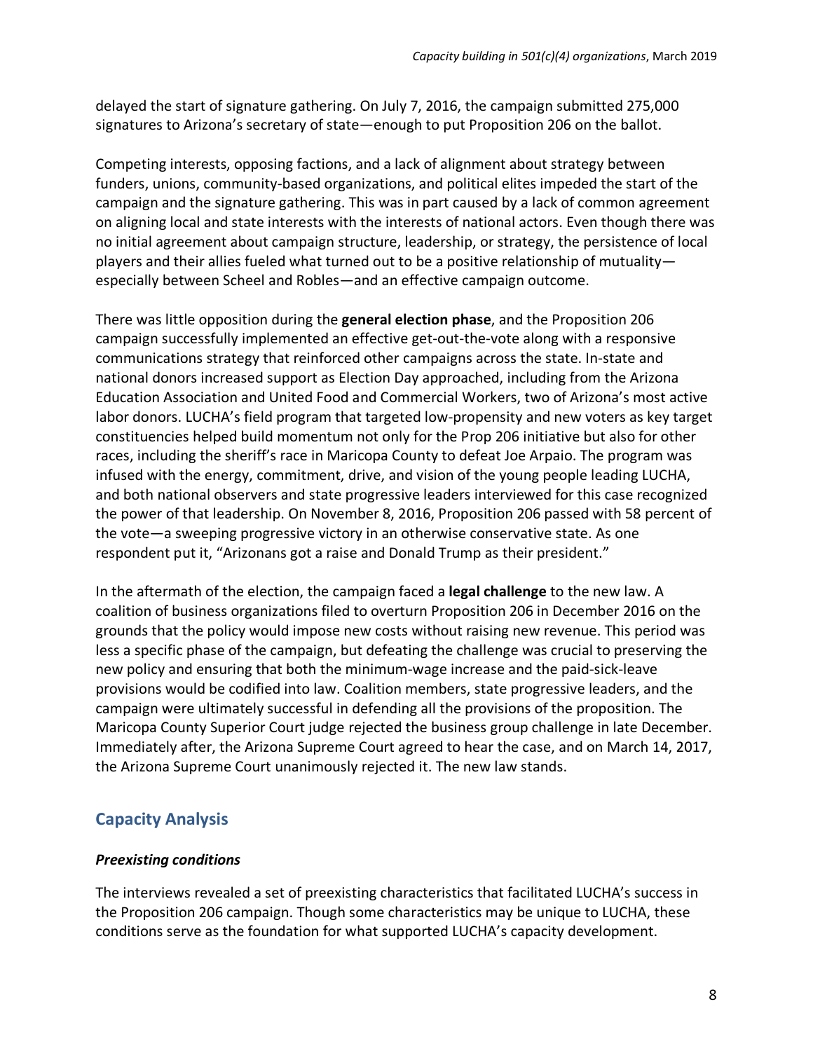delayed the start of signature gathering. On July 7, 2016, the campaign submitted 275,000 signatures to Arizona's secretary of state—enough to put Proposition 206 on the ballot.

Competing interests, opposing factions, and a lack of alignment about strategy between funders, unions, community-based organizations, and political elites impeded the start of the campaign and the signature gathering. This was in part caused by a lack of common agreement on aligning local and state interests with the interests of national actors. Even though there was no initial agreement about campaign structure, leadership, or strategy, the persistence of local players and their allies fueled what turned out to be a positive relationship of mutuality—especially between Scheel and Robles—and an effective campaign outcome.

There was little opposition during the **general election phase**, and the Proposition 206 campaign successfully implemented an effective get-out-the-vote along with a responsive communications strategy that reinforced other campaigns across the state. In-state and national donors increased support as Election Day approached, including from the Arizona Education Association and United Food and Commercial Workers, two of Arizona's most active labor donors. LUCHA's field program that targeted low-propensity and new voters as key target constituencies helped build momentum not only for the Prop 206 initiative but also for other races, including the sheriff's race in Maricopa County to defeat Joe Arpaio. The program was infused with the energy, commitment, drive, and vision of the young people leading LUCHA, and both national observers and state progressive leaders interviewed for this case recognized the power of that leadership. On November 8, 2016, Proposition 206 passed with 58 percent of the vote—a sweeping progressive victory in an otherwise conservative state. As one respondent put it, "Arizonans got a raise and Donald Trump as their president."

In the aftermath of the election, the campaign faced a **legal challenge** to the new law. A coalition of business organizations filed to overturn Proposition 206 in December 2016 on the grounds that the policy would impose new costs without raising new revenue. This period was less a specific phase of the campaign, but defeating the challenge was crucial to preserving the new policy and ensuring that both the minimum-wage increase and the paid-sick-leave provisions would be codified into law. Coalition members, state progressive leaders, and the campaign were ultimately successful in defending all the provisions of the proposition. The Maricopa County Superior Court judge rejected the business group challenge in late December. Immediately after, the Arizona Supreme Court agreed to hear the case, and on March 14, 2017, the Arizona Supreme Court unanimously rejected it. The new law stands.

## Capacity Analysis

### *Preexisting conditions*

The interviews revealed a set of preexisting characteristics that facilitated LUCHA's success in the Proposition 206 campaign. Though some characteristics may be unique to LUCHA, these conditions serve as the foundation for what supported LUCHA's capacity development.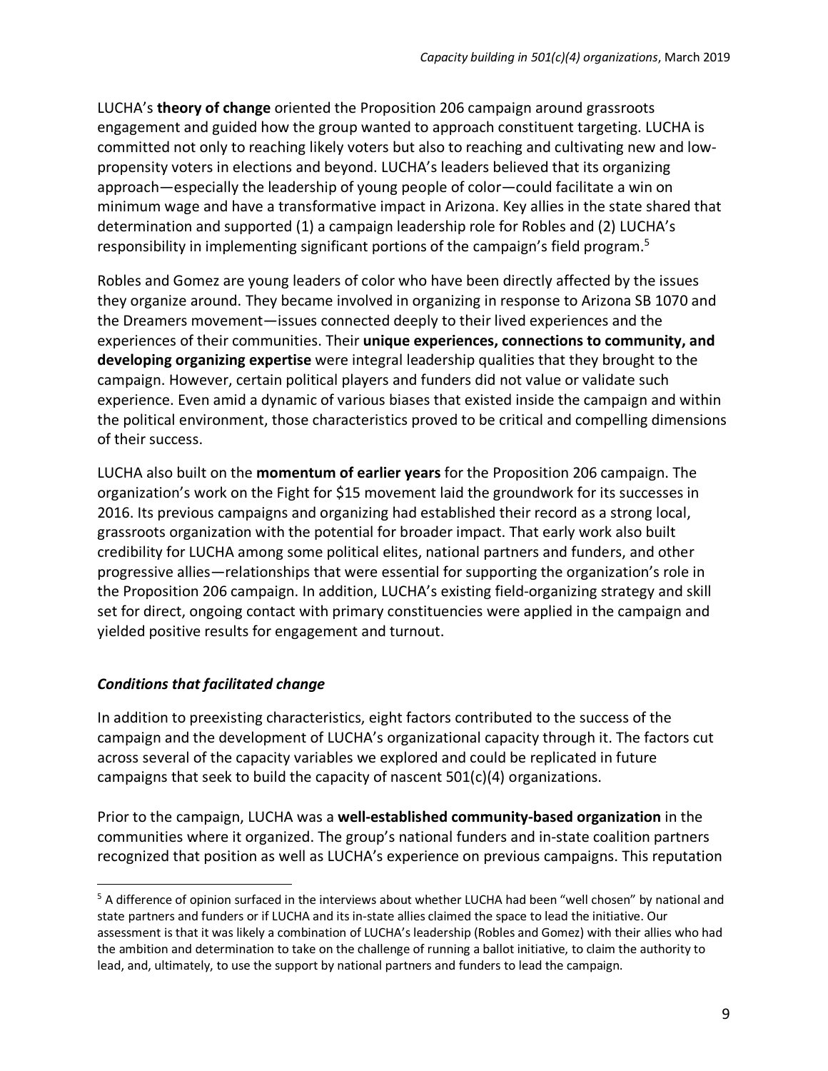LUCHA's **theory of change** oriented the Proposition 206 campaign around grassroots engagement and guided how the group wanted to approach constituent targeting. LUCHA is committed not only to reaching likely voters but also to reaching and cultivating new and low-propensity voters in elections and beyond. LUCHA's leaders believed that its organizing approach—especially the leadership of young people of color—could facilitate a win on minimum wage and have a transformative impact in Arizona. Key allies in the state shared that determination and supported (1) a campaign leadership role for Robles and (2) LUCHA's responsibility in implementing significant portions of the campaign's field program.[5]

Robles and Gomez are young leaders of color who have been directly affected by the issues they organize around. They became involved in organizing in response to Arizona SB 1070 and the Dreamers movement—issues connected deeply to their lived experiences and the experiences of their communities. Their **unique experiences, connections to community, and developing organizing expertise** were integral leadership qualities that they brought to the campaign. However, certain political players and funders did not value or validate such experience. Even amid a dynamic of various biases that existed inside the campaign and within the political environment, those characteristics proved to be critical and compelling dimensions of their success.

LUCHA also built on the **momentum of earlier years** for the Proposition 206 campaign. The organization's work on the Fight for $15 movement laid the groundwork for its successes in 2016. Its previous campaigns and organizing had established their record as a strong local, grassroots organization with the potential for broader impact. That early work also built credibility for LUCHA among some political elites, national partners and funders, and other progressive allies—relationships that were essential for supporting the organization's role in the Proposition 206 campaign. In addition, LUCHA's existing field-organizing strategy and skill set for direct, ongoing contact with primary constituencies were applied in the campaign and yielded positive results for engagement and turnout.

### *Conditions that facilitated change*

In addition to preexisting characteristics, eight factors contributed to the success of the campaign and the development of LUCHA's organizational capacity through it. The factors cut across several of the capacity variables we explored and could be replicated in future campaigns that seek to build the capacity of nascent 501(c)(4) organizations.

Prior to the campaign, LUCHA was a **well-established community-based organization** in the communities where it organized. The group's national funders and in-state coalition partners recognized that position as well as LUCHA's experience on previous campaigns. This reputation

---

[5] A difference of opinion surfaced in the interviews about whether LUCHA had been "well chosen" by national and state partners and funders or if LUCHA and its in-state allies claimed the space to lead the initiative. Our assessment is that it was likely a combination of LUCHA's leadership (Robles and Gomez) with their allies who had the ambition and determination to take on the challenge of running a ballot initiative, to claim the authority to lead, and, ultimately, to use the support by national partners and funders to lead the campaign.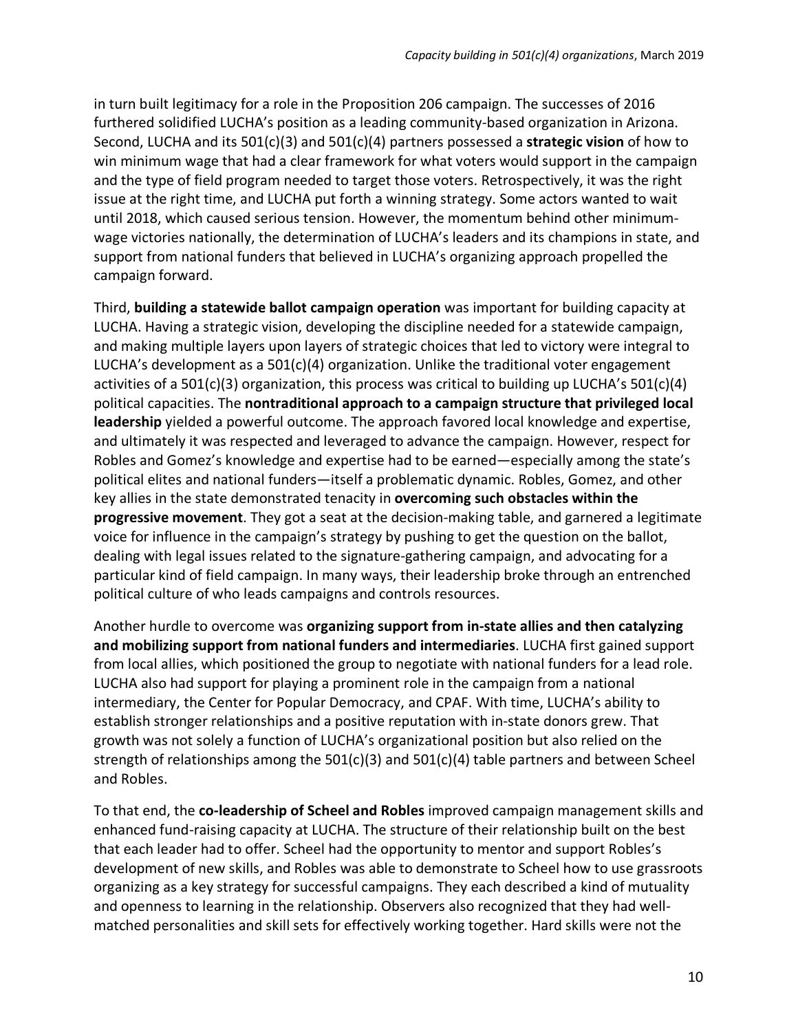in turn built legitimacy for a role in the Proposition 206 campaign. The successes of 2016 furthered solidified LUCHA's position as a leading community-based organization in Arizona. Second, LUCHA and its 501(c)(3) and 501(c)(4) partners possessed a **strategic vision** of how to win minimum wage that had a clear framework for what voters would support in the campaign and the type of field program needed to target those voters. Retrospectively, it was the right issue at the right time, and LUCHA put forth a winning strategy. Some actors wanted to wait until 2018, which caused serious tension. However, the momentum behind other minimum-wage victories nationally, the determination of LUCHA's leaders and its champions in state, and support from national funders that believed in LUCHA's organizing approach propelled the campaign forward.

Third, **building a statewide ballot campaign operation** was important for building capacity at LUCHA. Having a strategic vision, developing the discipline needed for a statewide campaign, and making multiple layers upon layers of strategic choices that led to victory were integral to LUCHA's development as a 501(c)(4) organization. Unlike the traditional voter engagement activities of a 501(c)(3) organization, this process was critical to building up LUCHA's 501(c)(4) political capacities. The **nontraditional approach to a campaign structure that privileged local leadership** yielded a powerful outcome. The approach favored local knowledge and expertise, and ultimately it was respected and leveraged to advance the campaign. However, respect for Robles and Gomez's knowledge and expertise had to be earned—especially among the state's political elites and national funders—itself a problematic dynamic. Robles, Gomez, and other key allies in the state demonstrated tenacity in **overcoming such obstacles within the progressive movement**. They got a seat at the decision-making table, and garnered a legitimate voice for influence in the campaign's strategy by pushing to get the question on the ballot, dealing with legal issues related to the signature-gathering campaign, and advocating for a particular kind of field campaign. In many ways, their leadership broke through an entrenched political culture of who leads campaigns and controls resources.

Another hurdle to overcome was **organizing support from in-state allies and then catalyzing and mobilizing support from national funders and intermediaries**. LUCHA first gained support from local allies, which positioned the group to negotiate with national funders for a lead role. LUCHA also had support for playing a prominent role in the campaign from a national intermediary, the Center for Popular Democracy, and CPAF. With time, LUCHA's ability to establish stronger relationships and a positive reputation with in-state donors grew. That growth was not solely a function of LUCHA's organizational position but also relied on the strength of relationships among the 501(c)(3) and 501(c)(4) table partners and between Scheel and Robles.

To that end, the **co-leadership of Scheel and Robles** improved campaign management skills and enhanced fund-raising capacity at LUCHA. The structure of their relationship built on the best that each leader had to offer. Scheel had the opportunity to mentor and support Robles's development of new skills, and Robles was able to demonstrate to Scheel how to use grassroots organizing as a key strategy for successful campaigns. They each described a kind of mutuality and openness to learning in the relationship. Observers also recognized that they had well-matched personalities and skill sets for effectively working together. Hard skills were not the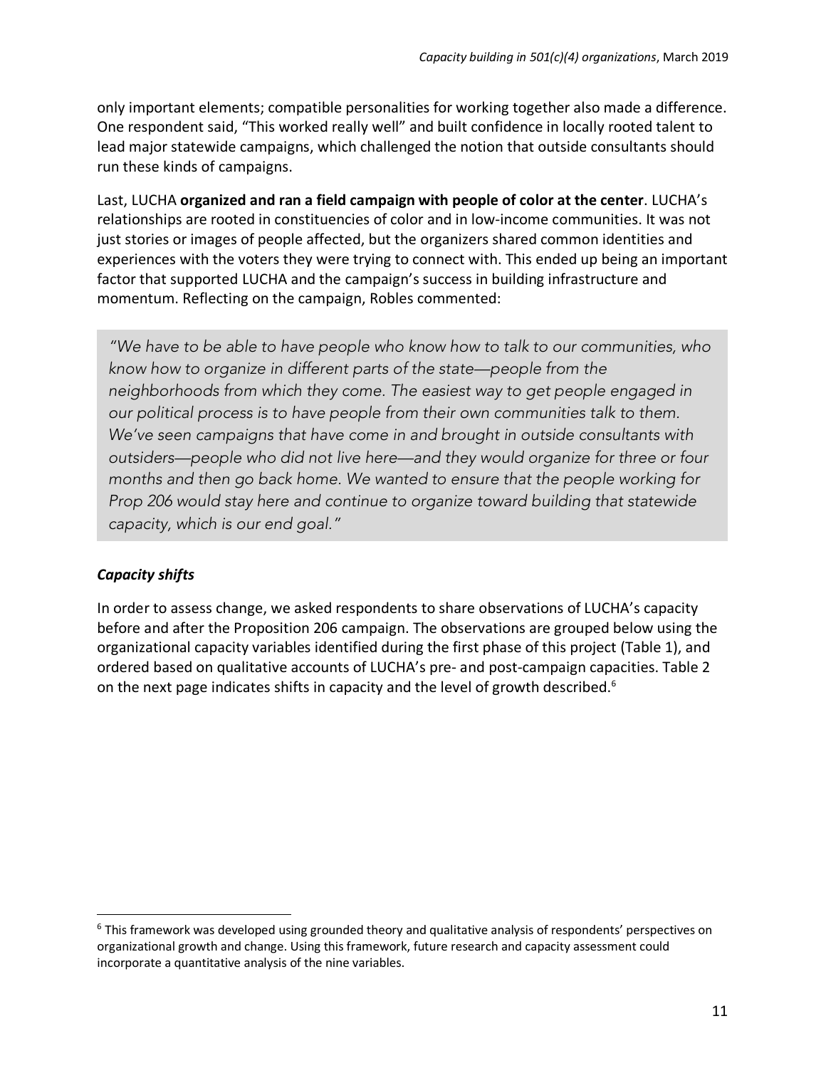only important elements; compatible personalities for working together also made a difference. One respondent said, “This worked really well” and built confidence in locally rooted talent to lead major statewide campaigns, which challenged the notion that outside consultants should run these kinds of campaigns.

Last, LUCHA **organized and ran a field campaign with people of color at the center**. LUCHA’s relationships are rooted in constituencies of color and in low-income communities. It was not just stories or images of people affected, but the organizers shared common identities and experiences with the voters they were trying to connect with. This ended up being an important factor that supported LUCHA and the campaign’s success in building infrastructure and momentum. Reflecting on the campaign, Robles commented:

> *“We have to be able to have people who know how to talk to our communities, who know how to organize in different parts of the state—people from the neighborhoods from which they come. The easiest way to get people engaged in our political process is to have people from their own communities talk to them. We’ve seen campaigns that have come in and brought in outside consultants with outsiders—people who did not live here—and they would organize for three or four months and then go back home. We wanted to ensure that the people working for Prop 206 would stay here and continue to organize toward building that statewide capacity, which is our end goal.”*

### ***Capacity shifts***

In order to assess change, we asked respondents to share observations of LUCHA’s capacity before and after the Proposition 206 campaign. The observations are grouped below using the organizational capacity variables identified during the first phase of this project (Table 1), and ordered based on qualitative accounts of LUCHA’s pre- and post-campaign capacities. Table 2 on the next page indicates shifts in capacity and the level of growth described.[6]

[6] This framework was developed using grounded theory and qualitative analysis of respondents’ perspectives on organizational growth and change. Using this framework, future research and capacity assessment could incorporate a quantitative analysis of the nine variables.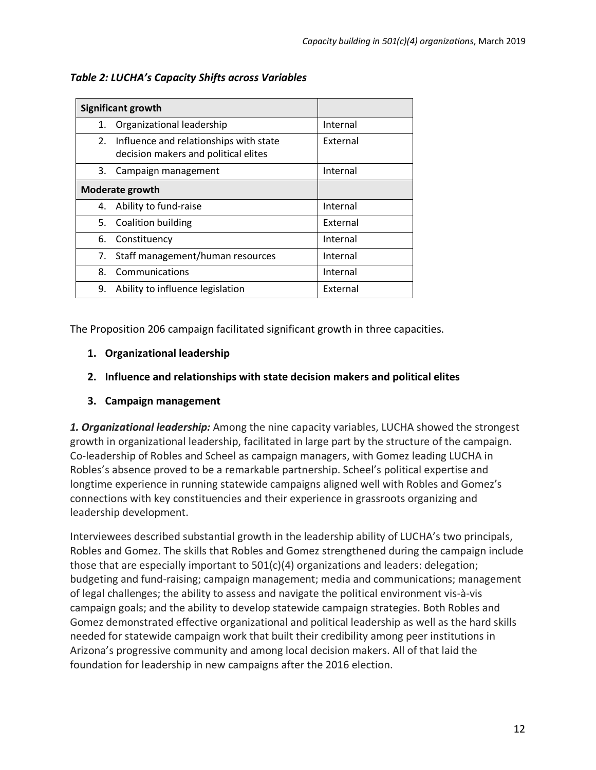*Table 2: LUCHA's Capacity Shifts across Variables*

| **Significant growth** | |
|---|---|
| 1. Organizational leadership | Internal |
| 2. Influence and relationships with state decision makers and political elites | External |
| 3. Campaign management | Internal |
| **Moderate growth** | |
| 4. Ability to fund-raise | Internal |
| 5. Coalition building | External |
| 6. Constituency | Internal |
| 7. Staff management/human resources | Internal |
| 8. Communications | Internal |
| 9. Ability to influence legislation | External |

The Proposition 206 campaign facilitated significant growth in three capacities.

1. **Organizational leadership**
2. **Influence and relationships with state decision makers and political elites**
3. **Campaign management**

***1. Organizational leadership:*** Among the nine capacity variables, LUCHA showed the strongest growth in organizational leadership, facilitated in large part by the structure of the campaign. Co-leadership of Robles and Scheel as campaign managers, with Gomez leading LUCHA in Robles's absence proved to be a remarkable partnership. Scheel's political expertise and longtime experience in running statewide campaigns aligned well with Robles and Gomez's connections with key constituencies and their experience in grassroots organizing and leadership development.

Interviewees described substantial growth in the leadership ability of LUCHA's two principals, Robles and Gomez. The skills that Robles and Gomez strengthened during the campaign include those that are especially important to 501(c)(4) organizations and leaders: delegation; budgeting and fund-raising; campaign management; media and communications; management of legal challenges; the ability to assess and navigate the political environment vis-à-vis campaign goals; and the ability to develop statewide campaign strategies. Both Robles and Gomez demonstrated effective organizational and political leadership as well as the hard skills needed for statewide campaign work that built their credibility among peer institutions in Arizona's progressive community and among local decision makers. All of that laid the foundation for leadership in new campaigns after the 2016 election.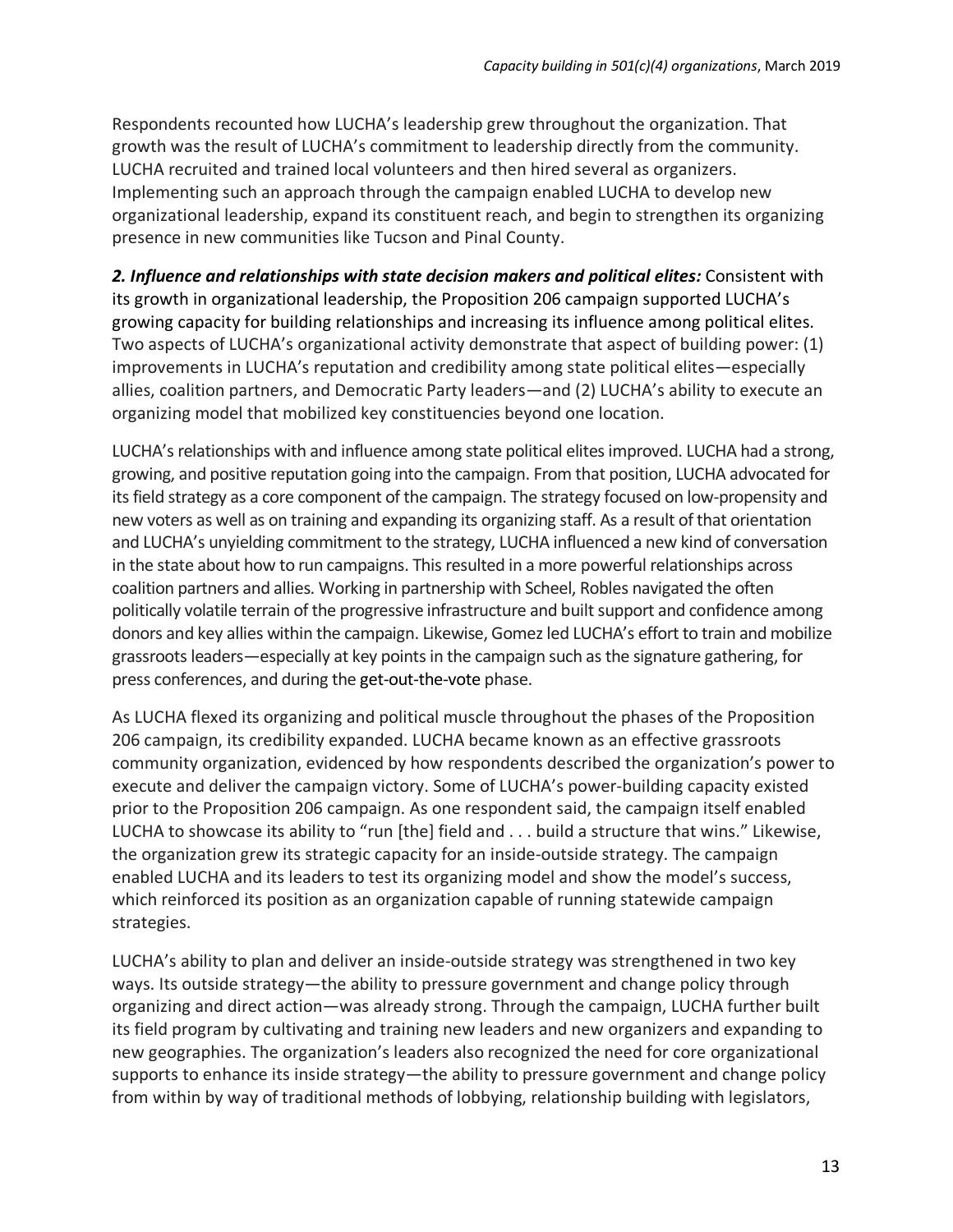Respondents recounted how LUCHA's leadership grew throughout the organization. That growth was the result of LUCHA's commitment to leadership directly from the community. LUCHA recruited and trained local volunteers and then hired several as organizers. Implementing such an approach through the campaign enabled LUCHA to develop new organizational leadership, expand its constituent reach, and begin to strengthen its organizing presence in new communities like Tucson and Pinal County.

***2. Influence and relationships with state decision makers and political elites:*** Consistent with its growth in organizational leadership, the Proposition 206 campaign supported LUCHA's growing capacity for building relationships and increasing its influence among political elites. Two aspects of LUCHA's organizational activity demonstrate that aspect of building power: (1) improvements in LUCHA's reputation and credibility among state political elites—especially allies, coalition partners, and Democratic Party leaders—and (2) LUCHA's ability to execute an organizing model that mobilized key constituencies beyond one location.

LUCHA's relationships with and influence among state political elites improved. LUCHA had a strong, growing, and positive reputation going into the campaign. From that position, LUCHA advocated for its field strategy as a core component of the campaign. The strategy focused on low-propensity and new voters as well as on training and expanding its organizing staff. As a result of that orientation and LUCHA's unyielding commitment to the strategy, LUCHA influenced a new kind of conversation in the state about how to run campaigns. This resulted in a more powerful relationships across coalition partners and allies. Working in partnership with Scheel, Robles navigated the often politically volatile terrain of the progressive infrastructure and built support and confidence among donors and key allies within the campaign. Likewise, Gomez led LUCHA's effort to train and mobilize grassroots leaders—especially at key points in the campaign such as the signature gathering, for press conferences, and during the get-out-the-vote phase.

As LUCHA flexed its organizing and political muscle throughout the phases of the Proposition 206 campaign, its credibility expanded. LUCHA became known as an effective grassroots community organization, evidenced by how respondents described the organization's power to execute and deliver the campaign victory. Some of LUCHA's power-building capacity existed prior to the Proposition 206 campaign. As one respondent said, the campaign itself enabled LUCHA to showcase its ability to "run [the] field and . . . build a structure that wins." Likewise, the organization grew its strategic capacity for an inside-outside strategy. The campaign enabled LUCHA and its leaders to test its organizing model and show the model's success, which reinforced its position as an organization capable of running statewide campaign strategies.

LUCHA's ability to plan and deliver an inside-outside strategy was strengthened in two key ways. Its outside strategy—the ability to pressure government and change policy through organizing and direct action—was already strong. Through the campaign, LUCHA further built its field program by cultivating and training new leaders and new organizers and expanding to new geographies. The organization's leaders also recognized the need for core organizational supports to enhance its inside strategy—the ability to pressure government and change policy from within by way of traditional methods of lobbying, relationship building with legislators,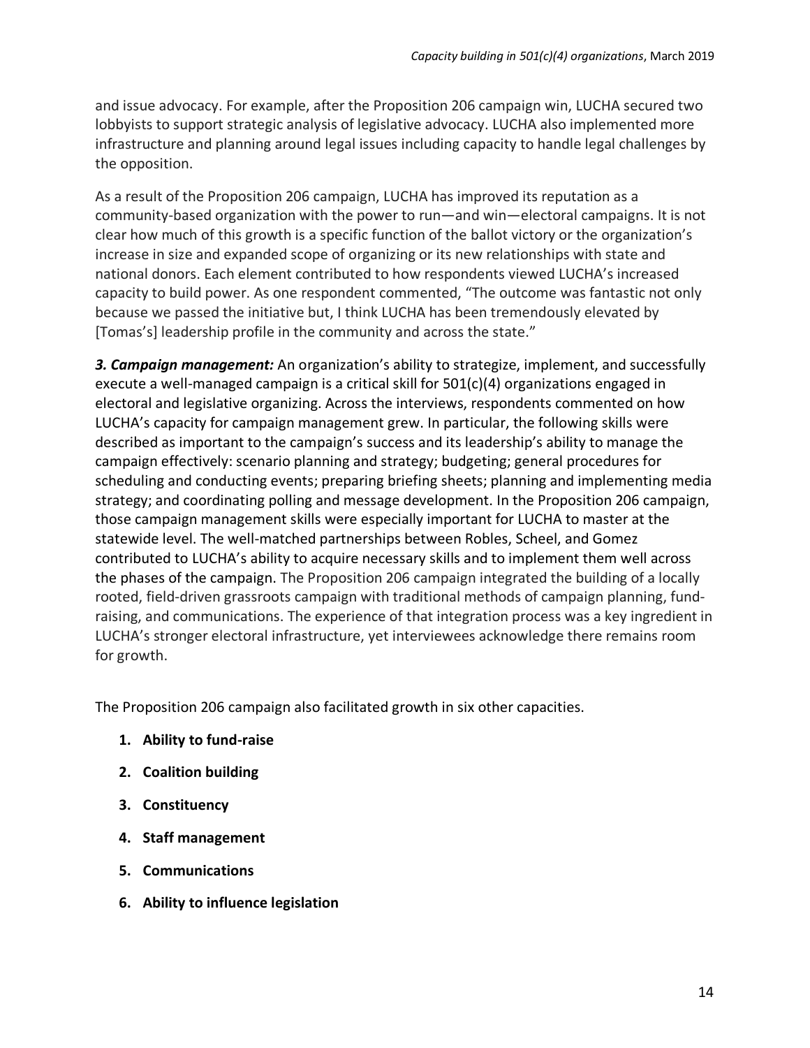and issue advocacy. For example, after the Proposition 206 campaign win, LUCHA secured two lobbyists to support strategic analysis of legislative advocacy. LUCHA also implemented more infrastructure and planning around legal issues including capacity to handle legal challenges by the opposition.

As a result of the Proposition 206 campaign, LUCHA has improved its reputation as a community-based organization with the power to run—and win—electoral campaigns. It is not clear how much of this growth is a specific function of the ballot victory or the organization's increase in size and expanded scope of organizing or its new relationships with state and national donors. Each element contributed to how respondents viewed LUCHA's increased capacity to build power. As one respondent commented, "The outcome was fantastic not only because we passed the initiative but, I think LUCHA has been tremendously elevated by [Tomas's] leadership profile in the community and across the state."

***3. Campaign management:*** An organization's ability to strategize, implement, and successfully execute a well-managed campaign is a critical skill for 501(c)(4) organizations engaged in electoral and legislative organizing. Across the interviews, respondents commented on how LUCHA's capacity for campaign management grew. In particular, the following skills were described as important to the campaign's success and its leadership's ability to manage the campaign effectively: scenario planning and strategy; budgeting; general procedures for scheduling and conducting events; preparing briefing sheets; planning and implementing media strategy; and coordinating polling and message development. In the Proposition 206 campaign, those campaign management skills were especially important for LUCHA to master at the statewide level. The well-matched partnerships between Robles, Scheel, and Gomez contributed to LUCHA's ability to acquire necessary skills and to implement them well across the phases of the campaign. The Proposition 206 campaign integrated the building of a locally rooted, field-driven grassroots campaign with traditional methods of campaign planning, fund-raising, and communications. The experience of that integration process was a key ingredient in LUCHA's stronger electoral infrastructure, yet interviewees acknowledge there remains room for growth.

The Proposition 206 campaign also facilitated growth in six other capacities.

1. **Ability to fund-raise**
2. **Coalition building**
3. **Constituency**
4. **Staff management**
5. **Communications**
6. **Ability to influence legislation**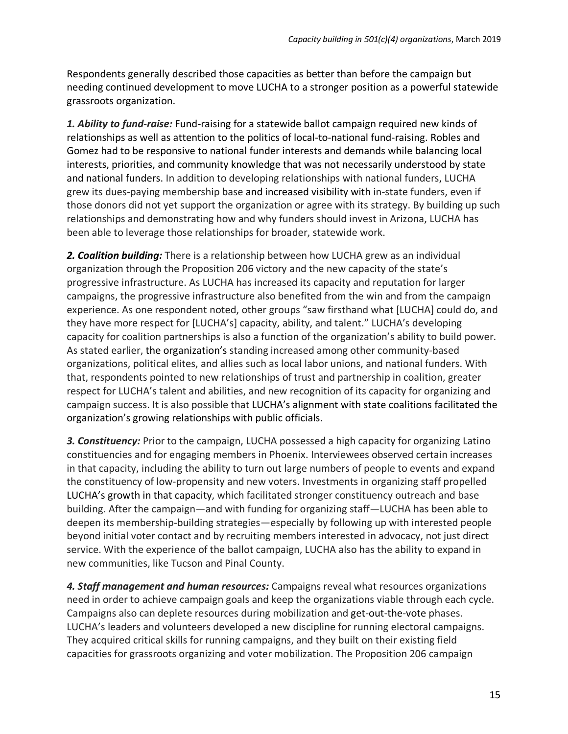Respondents generally described those capacities as better than before the campaign but needing continued development to move LUCHA to a stronger position as a powerful statewide grassroots organization.

***1. Ability to fund-raise:*** Fund-raising for a statewide ballot campaign required new kinds of relationships as well as attention to the politics of local-to-national fund-raising. Robles and Gomez had to be responsive to national funder interests and demands while balancing local interests, priorities, and community knowledge that was not necessarily understood by state and national funders. In addition to developing relationships with national funders, LUCHA grew its dues-paying membership base and increased visibility with in-state funders, even if those donors did not yet support the organization or agree with its strategy. By building up such relationships and demonstrating how and why funders should invest in Arizona, LUCHA has been able to leverage those relationships for broader, statewide work.

***2. Coalition building:*** There is a relationship between how LUCHA grew as an individual organization through the Proposition 206 victory and the new capacity of the state's progressive infrastructure. As LUCHA has increased its capacity and reputation for larger campaigns, the progressive infrastructure also benefited from the win and from the campaign experience. As one respondent noted, other groups "saw firsthand what [LUCHA] could do, and they have more respect for [LUCHA's] capacity, ability, and talent." LUCHA's developing capacity for coalition partnerships is also a function of the organization's ability to build power. As stated earlier, the organization's standing increased among other community-based organizations, political elites, and allies such as local labor unions, and national funders. With that, respondents pointed to new relationships of trust and partnership in coalition, greater respect for LUCHA's talent and abilities, and new recognition of its capacity for organizing and campaign success. It is also possible that LUCHA's alignment with state coalitions facilitated the organization's growing relationships with public officials.

***3. Constituency:*** Prior to the campaign, LUCHA possessed a high capacity for organizing Latino constituencies and for engaging members in Phoenix. Interviewees observed certain increases in that capacity, including the ability to turn out large numbers of people to events and expand the constituency of low-propensity and new voters. Investments in organizing staff propelled LUCHA's growth in that capacity, which facilitated stronger constituency outreach and base building. After the campaign—and with funding for organizing staff—LUCHA has been able to deepen its membership-building strategies—especially by following up with interested people beyond initial voter contact and by recruiting members interested in advocacy, not just direct service. With the experience of the ballot campaign, LUCHA also has the ability to expand in new communities, like Tucson and Pinal County.

***4. Staff management and human resources:*** Campaigns reveal what resources organizations need in order to achieve campaign goals and keep the organizations viable through each cycle. Campaigns also can deplete resources during mobilization and get-out-the-vote phases. LUCHA's leaders and volunteers developed a new discipline for running electoral campaigns. They acquired critical skills for running campaigns, and they built on their existing field capacities for grassroots organizing and voter mobilization. The Proposition 206 campaign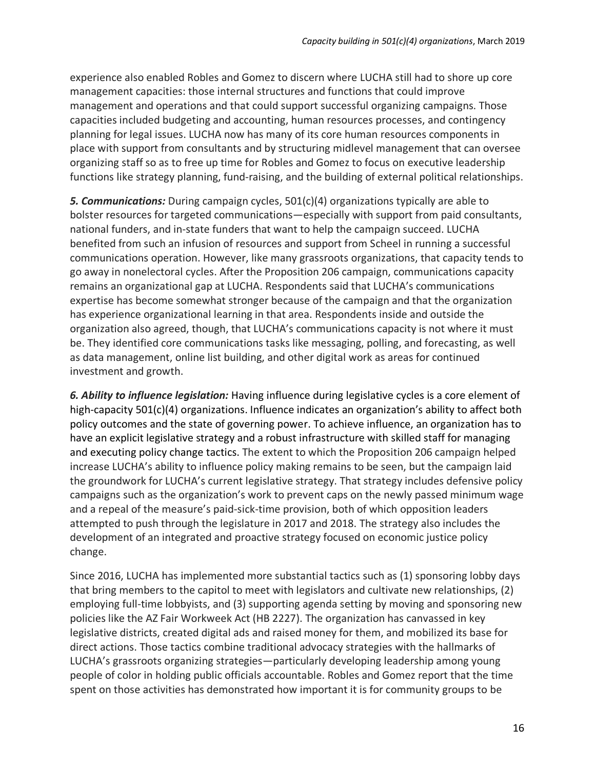experience also enabled Robles and Gomez to discern where LUCHA still had to shore up core management capacities: those internal structures and functions that could improve management and operations and that could support successful organizing campaigns. Those capacities included budgeting and accounting, human resources processes, and contingency planning for legal issues. LUCHA now has many of its core human resources components in place with support from consultants and by structuring midlevel management that can oversee organizing staff so as to free up time for Robles and Gomez to focus on executive leadership functions like strategy planning, fund-raising, and the building of external political relationships.

***5. Communications:*** During campaign cycles, 501(c)(4) organizations typically are able to bolster resources for targeted communications—especially with support from paid consultants, national funders, and in-state funders that want to help the campaign succeed. LUCHA benefited from such an infusion of resources and support from Scheel in running a successful communications operation. However, like many grassroots organizations, that capacity tends to go away in nonelectoral cycles. After the Proposition 206 campaign, communications capacity remains an organizational gap at LUCHA. Respondents said that LUCHA's communications expertise has become somewhat stronger because of the campaign and that the organization has experience organizational learning in that area. Respondents inside and outside the organization also agreed, though, that LUCHA's communications capacity is not where it must be. They identified core communications tasks like messaging, polling, and forecasting, as well as data management, online list building, and other digital work as areas for continued investment and growth.

***6. Ability to influence legislation:*** Having influence during legislative cycles is a core element of high-capacity 501(c)(4) organizations. Influence indicates an organization's ability to affect both policy outcomes and the state of governing power. To achieve influence, an organization has to have an explicit legislative strategy and a robust infrastructure with skilled staff for managing and executing policy change tactics. The extent to which the Proposition 206 campaign helped increase LUCHA's ability to influence policy making remains to be seen, but the campaign laid the groundwork for LUCHA's current legislative strategy. That strategy includes defensive policy campaigns such as the organization's work to prevent caps on the newly passed minimum wage and a repeal of the measure's paid-sick-time provision, both of which opposition leaders attempted to push through the legislature in 2017 and 2018. The strategy also includes the development of an integrated and proactive strategy focused on economic justice policy change.

Since 2016, LUCHA has implemented more substantial tactics such as (1) sponsoring lobby days that bring members to the capitol to meet with legislators and cultivate new relationships, (2) employing full-time lobbyists, and (3) supporting agenda setting by moving and sponsoring new policies like the AZ Fair Workweek Act (HB 2227). The organization has canvassed in key legislative districts, created digital ads and raised money for them, and mobilized its base for direct actions. Those tactics combine traditional advocacy strategies with the hallmarks of LUCHA's grassroots organizing strategies—particularly developing leadership among young people of color in holding public officials accountable. Robles and Gomez report that the time spent on those activities has demonstrated how important it is for community groups to be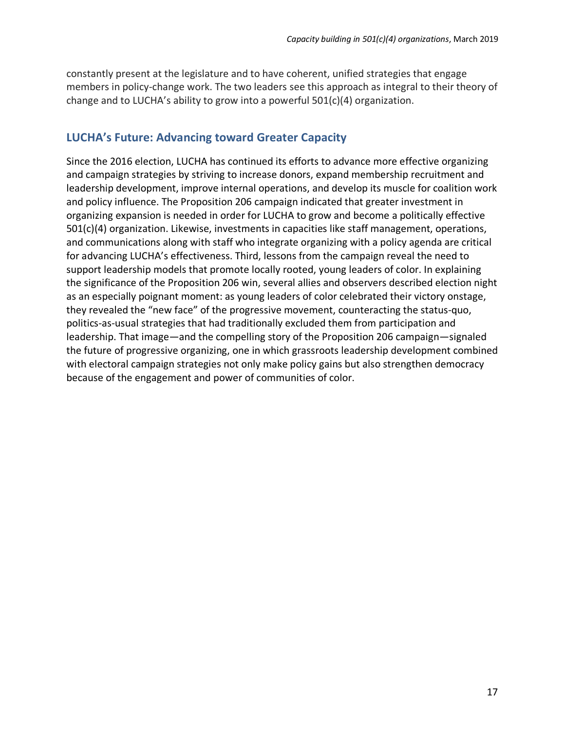constantly present at the legislature and to have coherent, unified strategies that engage members in policy-change work. The two leaders see this approach as integral to their theory of change and to LUCHA's ability to grow into a powerful 501(c)(4) organization.

## LUCHA's Future: Advancing toward Greater Capacity

Since the 2016 election, LUCHA has continued its efforts to advance more effective organizing and campaign strategies by striving to increase donors, expand membership recruitment and leadership development, improve internal operations, and develop its muscle for coalition work and policy influence. The Proposition 206 campaign indicated that greater investment in organizing expansion is needed in order for LUCHA to grow and become a politically effective 501(c)(4) organization. Likewise, investments in capacities like staff management, operations, and communications along with staff who integrate organizing with a policy agenda are critical for advancing LUCHA's effectiveness. Third, lessons from the campaign reveal the need to support leadership models that promote locally rooted, young leaders of color. In explaining the significance of the Proposition 206 win, several allies and observers described election night as an especially poignant moment: as young leaders of color celebrated their victory onstage, they revealed the "new face" of the progressive movement, counteracting the status-quo, politics-as-usual strategies that had traditionally excluded them from participation and leadership. That image—and the compelling story of the Proposition 206 campaign—signaled the future of progressive organizing, one in which grassroots leadership development combined with electoral campaign strategies not only make policy gains but also strengthen democracy because of the engagement and power of communities of color.